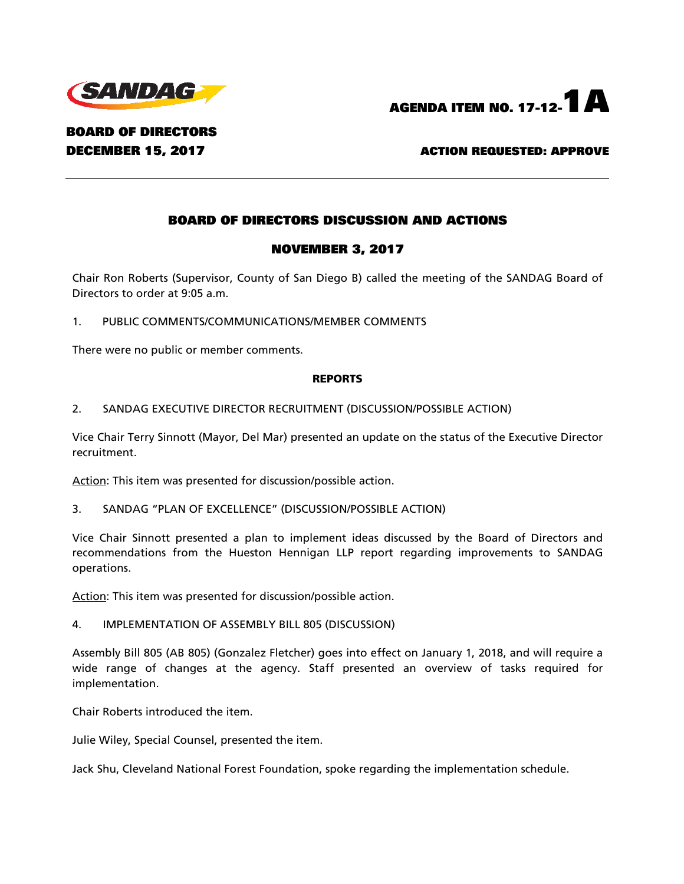SANDAG

AGENDA ITEM NO. 17-12-**1A**

**BOARD OF DIRECTORS**
**DECEMBER 15, 2017**

**ACTION REQUESTED: APPROVE**

---

## BOARD OF DIRECTORS DISCUSSION AND ACTIONS

## NOVEMBER 3, 2017

Chair Ron Roberts (Supervisor, County of San Diego B) called the meeting of the SANDAG Board of Directors to order at 9:05 a.m.

1. PUBLIC COMMENTS/COMMUNICATIONS/MEMBER COMMENTS

There were no public or member comments.

**REPORTS**

2. SANDAG EXECUTIVE DIRECTOR RECRUITMENT (DISCUSSION/POSSIBLE ACTION)

Vice Chair Terry Sinnott (Mayor, Del Mar) presented an update on the status of the Executive Director recruitment.

Action: This item was presented for discussion/possible action.

3. SANDAG "PLAN OF EXCELLENCE" (DISCUSSION/POSSIBLE ACTION)

Vice Chair Sinnott presented a plan to implement ideas discussed by the Board of Directors and recommendations from the Hueston Hennigan LLP report regarding improvements to SANDAG operations.

Action: This item was presented for discussion/possible action.

4. IMPLEMENTATION OF ASSEMBLY BILL 805 (DISCUSSION)

Assembly Bill 805 (AB 805) (Gonzalez Fletcher) goes into effect on January 1, 2018, and will require a wide range of changes at the agency. Staff presented an overview of tasks required for implementation.

Chair Roberts introduced the item.

Julie Wiley, Special Counsel, presented the item.

Jack Shu, Cleveland National Forest Foundation, spoke regarding the implementation schedule.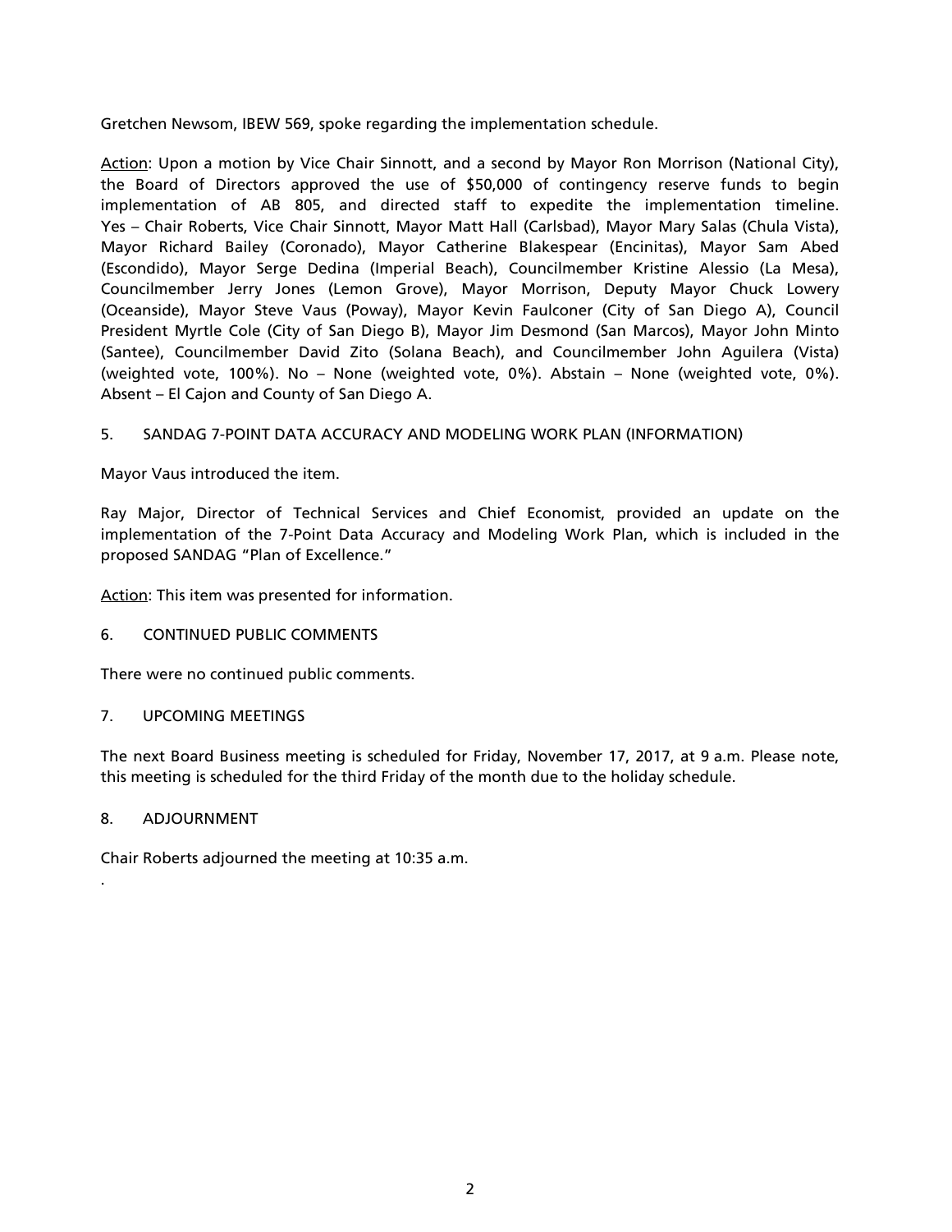Gretchen Newsom, IBEW 569, spoke regarding the implementation schedule.

Action: Upon a motion by Vice Chair Sinnott, and a second by Mayor Ron Morrison (National City), the Board of Directors approved the use of $50,000 of contingency reserve funds to begin implementation of AB 805, and directed staff to expedite the implementation timeline. Yes – Chair Roberts, Vice Chair Sinnott, Mayor Matt Hall (Carlsbad), Mayor Mary Salas (Chula Vista), Mayor Richard Bailey (Coronado), Mayor Catherine Blakespear (Encinitas), Mayor Sam Abed (Escondido), Mayor Serge Dedina (Imperial Beach), Councilmember Kristine Alessio (La Mesa), Councilmember Jerry Jones (Lemon Grove), Mayor Morrison, Deputy Mayor Chuck Lowery (Oceanside), Mayor Steve Vaus (Poway), Mayor Kevin Faulconer (City of San Diego A), Council President Myrtle Cole (City of San Diego B), Mayor Jim Desmond (San Marcos), Mayor John Minto (Santee), Councilmember David Zito (Solana Beach), and Councilmember John Aguilera (Vista) (weighted vote, 100%). No – None (weighted vote, 0%). Abstain – None (weighted vote, 0%). Absent – El Cajon and County of San Diego A.

5. SANDAG 7-POINT DATA ACCURACY AND MODELING WORK PLAN (INFORMATION)

Mayor Vaus introduced the item.

Ray Major, Director of Technical Services and Chief Economist, provided an update on the implementation of the 7-Point Data Accuracy and Modeling Work Plan, which is included in the proposed SANDAG "Plan of Excellence."

Action: This item was presented for information.

6. CONTINUED PUBLIC COMMENTS

There were no continued public comments.

7. UPCOMING MEETINGS

The next Board Business meeting is scheduled for Friday, November 17, 2017, at 9 a.m. Please note, this meeting is scheduled for the third Friday of the month due to the holiday schedule.

8. ADJOURNMENT

Chair Roberts adjourned the meeting at 10:35 a.m.

.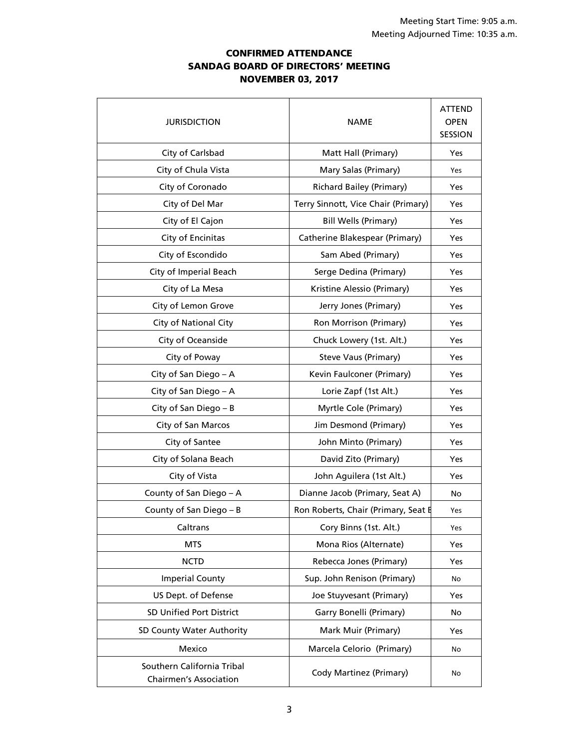Meeting Start Time: 9:05 a.m.
Meeting Adjourned Time: 10:35 a.m.

**CONFIRMED ATTENDANCE**
**SANDAG BOARD OF DIRECTORS' MEETING**
**NOVEMBER 03, 2017**

| JURISDICTION | NAME | ATTEND OPEN SESSION |
|---|---|---|
| City of Carlsbad | Matt Hall (Primary) | Yes |
| City of Chula Vista | Mary Salas (Primary) | Yes |
| City of Coronado | Richard Bailey (Primary) | Yes |
| City of Del Mar | Terry Sinnott, Vice Chair (Primary) | Yes |
| City of El Cajon | Bill Wells (Primary) | Yes |
| City of Encinitas | Catherine Blakespear (Primary) | Yes |
| City of Escondido | Sam Abed (Primary) | Yes |
| City of Imperial Beach | Serge Dedina (Primary) | Yes |
| City of La Mesa | Kristine Alessio (Primary) | Yes |
| City of Lemon Grove | Jerry Jones (Primary) | Yes |
| City of National City | Ron Morrison (Primary) | Yes |
| City of Oceanside | Chuck Lowery (1st. Alt.) | Yes |
| City of Poway | Steve Vaus (Primary) | Yes |
| City of San Diego – A | Kevin Faulconer (Primary) | Yes |
| City of San Diego – A | Lorie Zapf (1st Alt.) | Yes |
| City of San Diego – B | Myrtle Cole (Primary) | Yes |
| City of San Marcos | Jim Desmond (Primary) | Yes |
| City of Santee | John Minto (Primary) | Yes |
| City of Solana Beach | David Zito (Primary) | Yes |
| City of Vista | John Aguilera (1st Alt.) | Yes |
| County of San Diego – A | Dianne Jacob (Primary, Seat A) | No |
| County of San Diego – B | Ron Roberts, Chair (Primary, Seat B | Yes |
| Caltrans | Cory Binns (1st. Alt.) | Yes |
| MTS | Mona Rios (Alternate) | Yes |
| NCTD | Rebecca Jones (Primary) | Yes |
| Imperial County | Sup. John Renison (Primary) | No |
| US Dept. of Defense | Joe Stuyvesant (Primary) | Yes |
| SD Unified Port District | Garry Bonelli (Primary) | No |
| SD County Water Authority | Mark Muir (Primary) | Yes |
| Mexico | Marcela Celorio (Primary) | No |
| Southern California Tribal Chairmen's Association | Cody Martinez (Primary) | No |